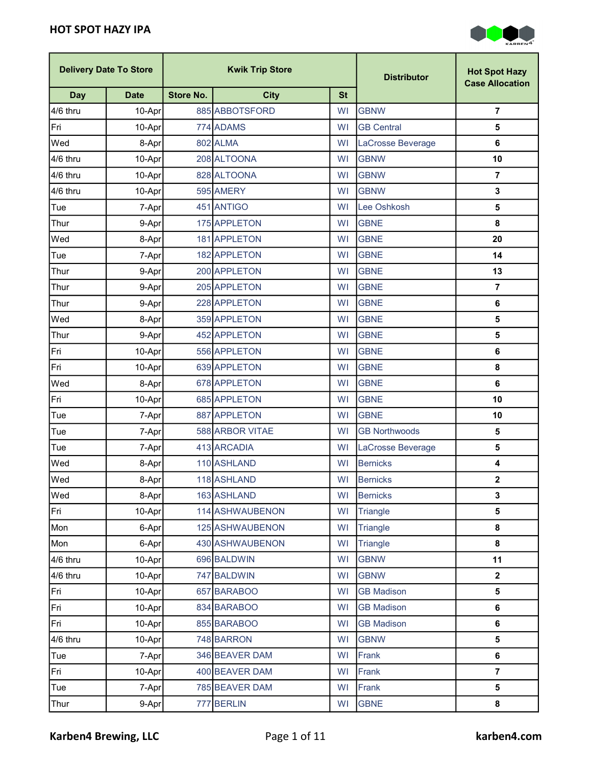# HOT SPOT HAZY IPA

| Delivery Date To Store | | Kwik Trip Store | | | Distributor | Hot Spot Hazy Case Allocation |
|---|---|---|---|---|---|---|
| Day | Date | Store No. | City | St | | |
| 4/6 thru | 10-Apr | 885 | ABBOTSFORD | WI | GBNW | 7 |
| Fri | 10-Apr | 774 | ADAMS | WI | GB Central | 5 |
| Wed | 8-Apr | 802 | ALMA | WI | LaCrosse Beverage | 6 |
| 4/6 thru | 10-Apr | 208 | ALTOONA | WI | GBNW | 10 |
| 4/6 thru | 10-Apr | 828 | ALTOONA | WI | GBNW | 7 |
| 4/6 thru | 10-Apr | 595 | AMERY | WI | GBNW | 3 |
| Tue | 7-Apr | 451 | ANTIGO | WI | Lee Oshkosh | 5 |
| Thur | 9-Apr | 175 | APPLETON | WI | GBNE | 8 |
| Wed | 8-Apr | 181 | APPLETON | WI | GBNE | 20 |
| Tue | 7-Apr | 182 | APPLETON | WI | GBNE | 14 |
| Thur | 9-Apr | 200 | APPLETON | WI | GBNE | 13 |
| Thur | 9-Apr | 205 | APPLETON | WI | GBNE | 7 |
| Thur | 9-Apr | 228 | APPLETON | WI | GBNE | 6 |
| Wed | 8-Apr | 359 | APPLETON | WI | GBNE | 5 |
| Thur | 9-Apr | 452 | APPLETON | WI | GBNE | 5 |
| Fri | 10-Apr | 556 | APPLETON | WI | GBNE | 6 |
| Fri | 10-Apr | 639 | APPLETON | WI | GBNE | 8 |
| Wed | 8-Apr | 678 | APPLETON | WI | GBNE | 6 |
| Fri | 10-Apr | 685 | APPLETON | WI | GBNE | 10 |
| Tue | 7-Apr | 887 | APPLETON | WI | GBNE | 10 |
| Tue | 7-Apr | 588 | ARBOR VITAE | WI | GB Northwoods | 5 |
| Tue | 7-Apr | 413 | ARCADIA | WI | LaCrosse Beverage | 5 |
| Wed | 8-Apr | 110 | ASHLAND | WI | Bernicks | 4 |
| Wed | 8-Apr | 118 | ASHLAND | WI | Bernicks | 2 |
| Wed | 8-Apr | 163 | ASHLAND | WI | Bernicks | 3 |
| Fri | 10-Apr | 114 | ASHWAUBENON | WI | Triangle | 5 |
| Mon | 6-Apr | 125 | ASHWAUBENON | WI | Triangle | 8 |
| Mon | 6-Apr | 430 | ASHWAUBENON | WI | Triangle | 8 |
| 4/6 thru | 10-Apr | 696 | BALDWIN | WI | GBNW | 11 |
| 4/6 thru | 10-Apr | 747 | BALDWIN | WI | GBNW | 2 |
| Fri | 10-Apr | 657 | BARABOO | WI | GB Madison | 5 |
| Fri | 10-Apr | 834 | BARABOO | WI | GB Madison | 6 |
| Fri | 10-Apr | 855 | BARABOO | WI | GB Madison | 6 |
| 4/6 thru | 10-Apr | 748 | BARRON | WI | GBNW | 5 |
| Tue | 7-Apr | 346 | BEAVER DAM | WI | Frank | 6 |
| Fri | 10-Apr | 400 | BEAVER DAM | WI | Frank | 7 |
| Tue | 7-Apr | 785 | BEAVER DAM | WI | Frank | 5 |
| Thur | 9-Apr | 777 | BERLIN | WI | GBNE | 8 |

**Karben4 Brewing, LLC** **karben4.com**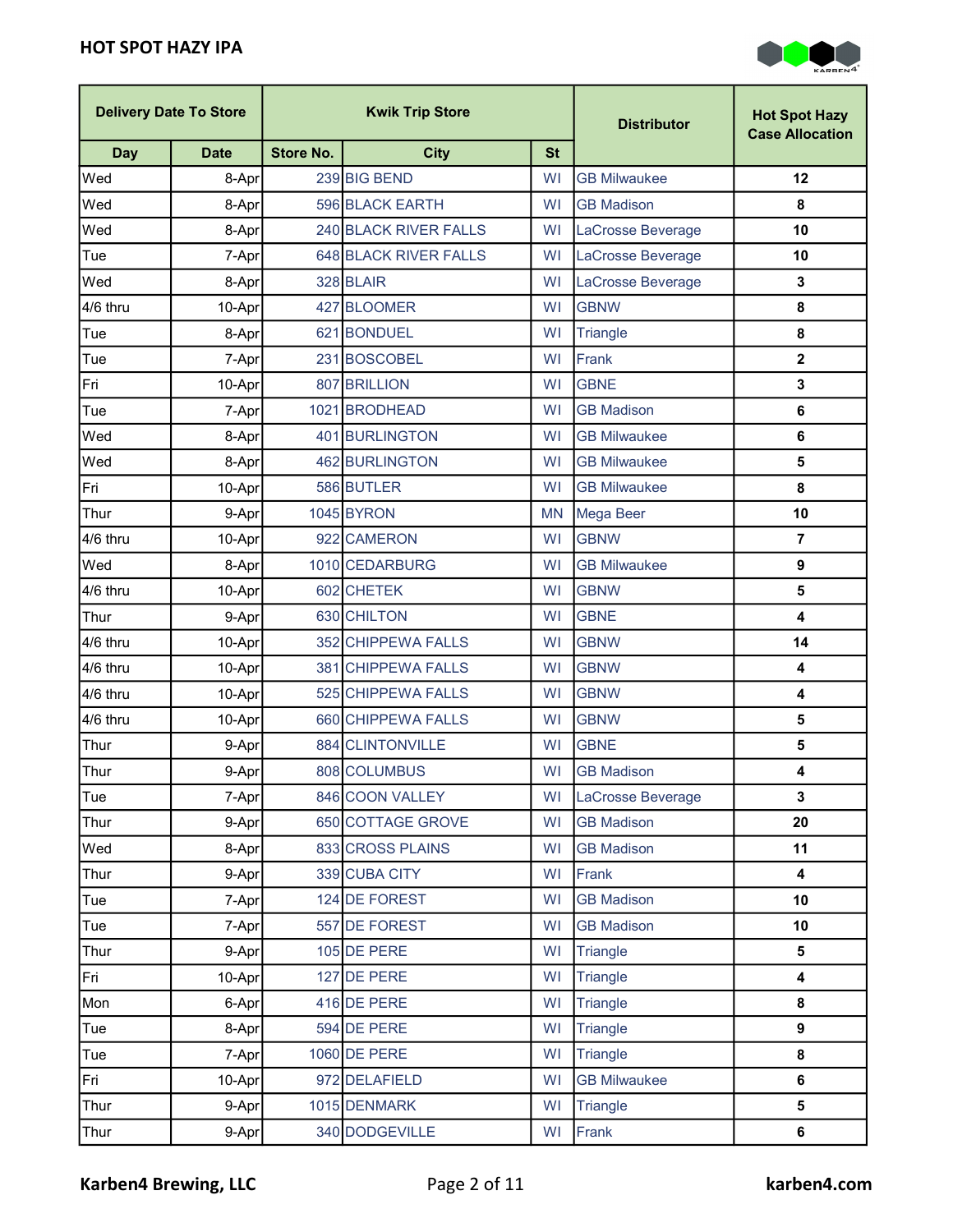## HOT SPOT HAZY IPA

| Delivery Date To Store | | Kwik Trip Store | | | Distributor | Hot Spot Hazy Case Allocation |
|---|---|---|---|---|---|---|
| Day | Date | Store No. | City | St | | |
| Wed | 8-Apr | 239 | BIG BEND | WI | GB Milwaukee | 12 |
| Wed | 8-Apr | 596 | BLACK EARTH | WI | GB Madison | 8 |
| Wed | 8-Apr | 240 | BLACK RIVER FALLS | WI | LaCrosse Beverage | 10 |
| Tue | 7-Apr | 648 | BLACK RIVER FALLS | WI | LaCrosse Beverage | 10 |
| Wed | 8-Apr | 328 | BLAIR | WI | LaCrosse Beverage | 3 |
| 4/6 thru | 10-Apr | 427 | BLOOMER | WI | GBNW | 8 |
| Tue | 8-Apr | 621 | BONDUEL | WI | Triangle | 8 |
| Tue | 7-Apr | 231 | BOSCOBEL | WI | Frank | 2 |
| Fri | 10-Apr | 807 | BRILLION | WI | GBNE | 3 |
| Tue | 7-Apr | 1021 | BRODHEAD | WI | GB Madison | 6 |
| Wed | 8-Apr | 401 | BURLINGTON | WI | GB Milwaukee | 6 |
| Wed | 8-Apr | 462 | BURLINGTON | WI | GB Milwaukee | 5 |
| Fri | 10-Apr | 586 | BUTLER | WI | GB Milwaukee | 8 |
| Thur | 9-Apr | 1045 | BYRON | MN | Mega Beer | 10 |
| 4/6 thru | 10-Apr | 922 | CAMERON | WI | GBNW | 7 |
| Wed | 8-Apr | 1010 | CEDARBURG | WI | GB Milwaukee | 9 |
| 4/6 thru | 10-Apr | 602 | CHETEK | WI | GBNW | 5 |
| Thur | 9-Apr | 630 | CHILTON | WI | GBNE | 4 |
| 4/6 thru | 10-Apr | 352 | CHIPPEWA FALLS | WI | GBNW | 14 |
| 4/6 thru | 10-Apr | 381 | CHIPPEWA FALLS | WI | GBNW | 4 |
| 4/6 thru | 10-Apr | 525 | CHIPPEWA FALLS | WI | GBNW | 4 |
| 4/6 thru | 10-Apr | 660 | CHIPPEWA FALLS | WI | GBNW | 5 |
| Thur | 9-Apr | 884 | CLINTONVILLE | WI | GBNE | 5 |
| Thur | 9-Apr | 808 | COLUMBUS | WI | GB Madison | 4 |
| Tue | 7-Apr | 846 | COON VALLEY | WI | LaCrosse Beverage | 3 |
| Thur | 9-Apr | 650 | COTTAGE GROVE | WI | GB Madison | 20 |
| Wed | 8-Apr | 833 | CROSS PLAINS | WI | GB Madison | 11 |
| Thur | 9-Apr | 339 | CUBA CITY | WI | Frank | 4 |
| Tue | 7-Apr | 124 | DE FOREST | WI | GB Madison | 10 |
| Tue | 7-Apr | 557 | DE FOREST | WI | GB Madison | 10 |
| Thur | 9-Apr | 105 | DE PERE | WI | Triangle | 5 |
| Fri | 10-Apr | 127 | DE PERE | WI | Triangle | 4 |
| Mon | 6-Apr | 416 | DE PERE | WI | Triangle | 8 |
| Tue | 8-Apr | 594 | DE PERE | WI | Triangle | 9 |
| Tue | 7-Apr | 1060 | DE PERE | WI | Triangle | 8 |
| Fri | 10-Apr | 972 | DELAFIELD | WI | GB Milwaukee | 6 |
| Thur | 9-Apr | 1015 | DENMARK | WI | Triangle | 5 |
| Thur | 9-Apr | 340 | DODGEVILLE | WI | Frank | 6 |

**Karben4 Brewing, LLC** **karben4.com**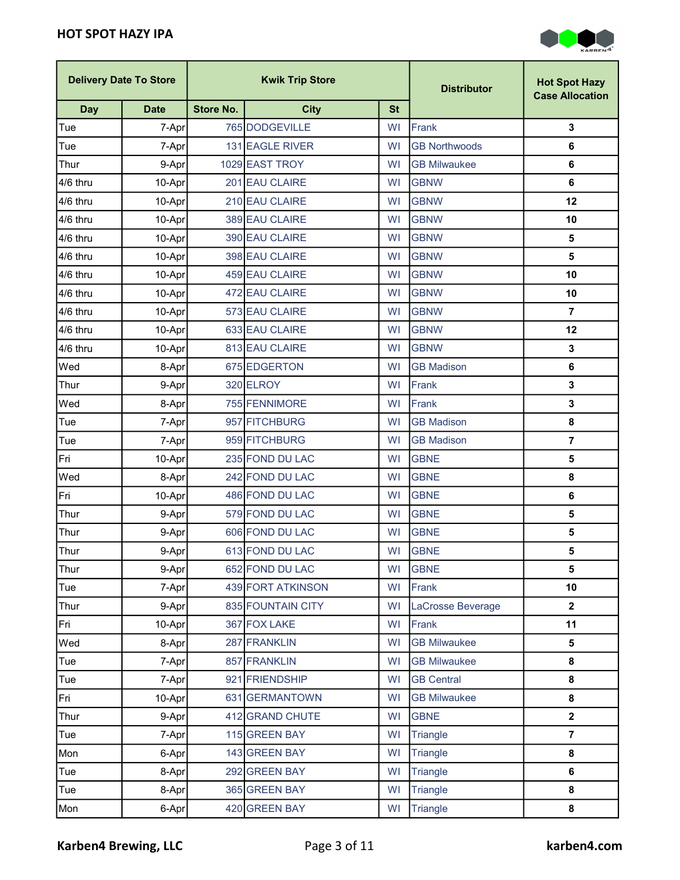# HOT SPOT HAZY IPA

| Delivery Date To Store | | Kwik Trip Store | | | Distributor | Hot Spot Hazy Case Allocation |
|---|---|---|---|---|---|---|
| Day | Date | Store No. | City | St | | |
| Tue | 7-Apr | 765 | DODGEVILLE | WI | Frank | 3 |
| Tue | 7-Apr | 131 | EAGLE RIVER | WI | GB Northwoods | 6 |
| Thur | 9-Apr | 1029 | EAST TROY | WI | GB Milwaukee | 6 |
| 4/6 thru | 10-Apr | 201 | EAU CLAIRE | WI | GBNW | 6 |
| 4/6 thru | 10-Apr | 210 | EAU CLAIRE | WI | GBNW | 12 |
| 4/6 thru | 10-Apr | 389 | EAU CLAIRE | WI | GBNW | 10 |
| 4/6 thru | 10-Apr | 390 | EAU CLAIRE | WI | GBNW | 5 |
| 4/6 thru | 10-Apr | 398 | EAU CLAIRE | WI | GBNW | 5 |
| 4/6 thru | 10-Apr | 459 | EAU CLAIRE | WI | GBNW | 10 |
| 4/6 thru | 10-Apr | 472 | EAU CLAIRE | WI | GBNW | 10 |
| 4/6 thru | 10-Apr | 573 | EAU CLAIRE | WI | GBNW | 7 |
| 4/6 thru | 10-Apr | 633 | EAU CLAIRE | WI | GBNW | 12 |
| 4/6 thru | 10-Apr | 813 | EAU CLAIRE | WI | GBNW | 3 |
| Wed | 8-Apr | 675 | EDGERTON | WI | GB Madison | 6 |
| Thur | 9-Apr | 320 | ELROY | WI | Frank | 3 |
| Wed | 8-Apr | 755 | FENNIMORE | WI | Frank | 3 |
| Tue | 7-Apr | 957 | FITCHBURG | WI | GB Madison | 8 |
| Tue | 7-Apr | 959 | FITCHBURG | WI | GB Madison | 7 |
| Fri | 10-Apr | 235 | FOND DU LAC | WI | GBNE | 5 |
| Wed | 8-Apr | 242 | FOND DU LAC | WI | GBNE | 8 |
| Fri | 10-Apr | 486 | FOND DU LAC | WI | GBNE | 6 |
| Thur | 9-Apr | 579 | FOND DU LAC | WI | GBNE | 5 |
| Thur | 9-Apr | 606 | FOND DU LAC | WI | GBNE | 5 |
| Thur | 9-Apr | 613 | FOND DU LAC | WI | GBNE | 5 |
| Thur | 9-Apr | 652 | FOND DU LAC | WI | GBNE | 5 |
| Tue | 7-Apr | 439 | FORT ATKINSON | WI | Frank | 10 |
| Thur | 9-Apr | 835 | FOUNTAIN CITY | WI | LaCrosse Beverage | 2 |
| Fri | 10-Apr | 367 | FOX LAKE | WI | Frank | 11 |
| Wed | 8-Apr | 287 | FRANKLIN | WI | GB Milwaukee | 5 |
| Tue | 7-Apr | 857 | FRANKLIN | WI | GB Milwaukee | 8 |
| Tue | 7-Apr | 921 | FRIENDSHIP | WI | GB Central | 8 |
| Fri | 10-Apr | 631 | GERMANTOWN | WI | GB Milwaukee | 8 |
| Thur | 9-Apr | 412 | GRAND CHUTE | WI | GBNE | 2 |
| Tue | 7-Apr | 115 | GREEN BAY | WI | Triangle | 7 |
| Mon | 6-Apr | 143 | GREEN BAY | WI | Triangle | 8 |
| Tue | 8-Apr | 292 | GREEN BAY | WI | Triangle | 6 |
| Tue | 8-Apr | 365 | GREEN BAY | WI | Triangle | 8 |
| Mon | 6-Apr | 420 | GREEN BAY | WI | Triangle | 8 |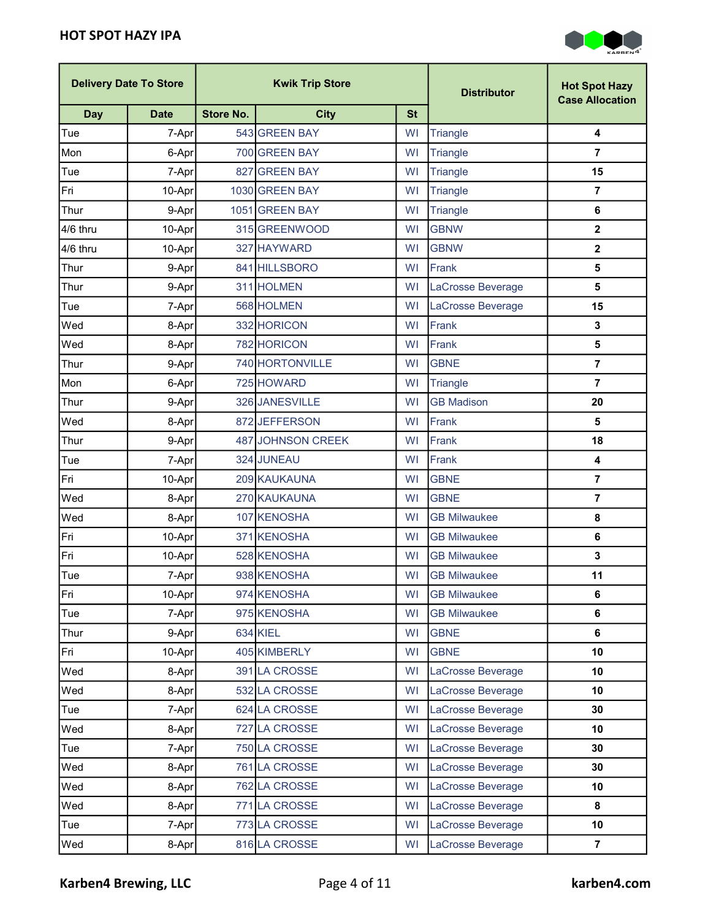## HOT SPOT HAZY IPA

| Delivery Date To Store | | Kwik Trip Store | | | Distributor | Hot Spot Hazy Case Allocation |
|---|---|---|---|---|---|---|
| Day | Date | Store No. | City | St | | |
| Tue | 7-Apr | 543 | GREEN BAY | WI | Triangle | 4 |
| Mon | 6-Apr | 700 | GREEN BAY | WI | Triangle | 7 |
| Tue | 7-Apr | 827 | GREEN BAY | WI | Triangle | 15 |
| Fri | 10-Apr | 1030 | GREEN BAY | WI | Triangle | 7 |
| Thur | 9-Apr | 1051 | GREEN BAY | WI | Triangle | 6 |
| 4/6 thru | 10-Apr | 315 | GREENWOOD | WI | GBNW | 2 |
| 4/6 thru | 10-Apr | 327 | HAYWARD | WI | GBNW | 2 |
| Thur | 9-Apr | 841 | HILLSBORO | WI | Frank | 5 |
| Thur | 9-Apr | 311 | HOLMEN | WI | LaCrosse Beverage | 5 |
| Tue | 7-Apr | 568 | HOLMEN | WI | LaCrosse Beverage | 15 |
| Wed | 8-Apr | 332 | HORICON | WI | Frank | 3 |
| Wed | 8-Apr | 782 | HORICON | WI | Frank | 5 |
| Thur | 9-Apr | 740 | HORTONVILLE | WI | GBNE | 7 |
| Mon | 6-Apr | 725 | HOWARD | WI | Triangle | 7 |
| Thur | 9-Apr | 326 | JANESVILLE | WI | GB Madison | 20 |
| Wed | 8-Apr | 872 | JEFFERSON | WI | Frank | 5 |
| Thur | 9-Apr | 487 | JOHNSON CREEK | WI | Frank | 18 |
| Tue | 7-Apr | 324 | JUNEAU | WI | Frank | 4 |
| Fri | 10-Apr | 209 | KAUKAUNA | WI | GBNE | 7 |
| Wed | 8-Apr | 270 | KAUKAUNA | WI | GBNE | 7 |
| Wed | 8-Apr | 107 | KENOSHA | WI | GB Milwaukee | 8 |
| Fri | 10-Apr | 371 | KENOSHA | WI | GB Milwaukee | 6 |
| Fri | 10-Apr | 528 | KENOSHA | WI | GB Milwaukee | 3 |
| Tue | 7-Apr | 938 | KENOSHA | WI | GB Milwaukee | 11 |
| Fri | 10-Apr | 974 | KENOSHA | WI | GB Milwaukee | 6 |
| Tue | 7-Apr | 975 | KENOSHA | WI | GB Milwaukee | 6 |
| Thur | 9-Apr | 634 | KIEL | WI | GBNE | 6 |
| Fri | 10-Apr | 405 | KIMBERLY | WI | GBNE | 10 |
| Wed | 8-Apr | 391 | LA CROSSE | WI | LaCrosse Beverage | 10 |
| Wed | 8-Apr | 532 | LA CROSSE | WI | LaCrosse Beverage | 10 |
| Tue | 7-Apr | 624 | LA CROSSE | WI | LaCrosse Beverage | 30 |
| Wed | 8-Apr | 727 | LA CROSSE | WI | LaCrosse Beverage | 10 |
| Tue | 7-Apr | 750 | LA CROSSE | WI | LaCrosse Beverage | 30 |
| Wed | 8-Apr | 761 | LA CROSSE | WI | LaCrosse Beverage | 30 |
| Wed | 8-Apr | 762 | LA CROSSE | WI | LaCrosse Beverage | 10 |
| Wed | 8-Apr | 771 | LA CROSSE | WI | LaCrosse Beverage | 8 |
| Tue | 7-Apr | 773 | LA CROSSE | WI | LaCrosse Beverage | 10 |
| Wed | 8-Apr | 816 | LA CROSSE | WI | LaCrosse Beverage | 7 |

**Karben4 Brewing, LLC** **karben4.com**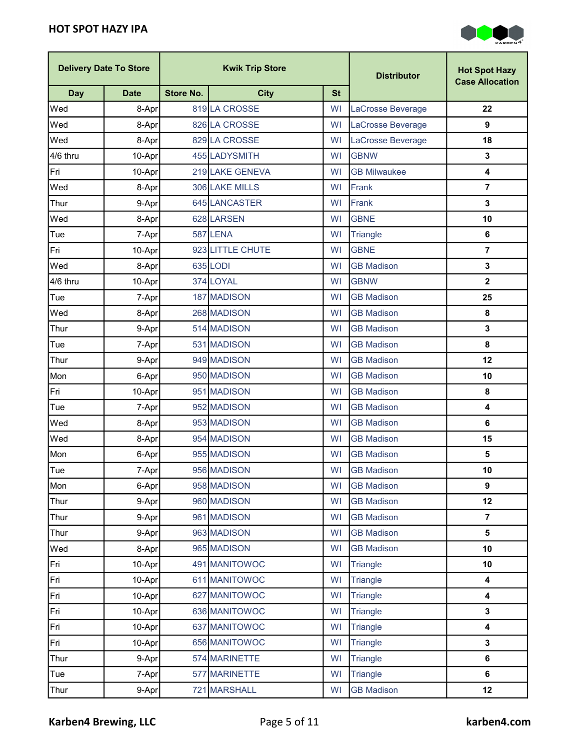| Delivery Date To Store | | Kwik Trip Store | | | Distributor | Hot Spot Hazy Case Allocation |
|---|---|---|---|---|---|---|
| Day | Date | Store No. | City | St | | |
| Wed | 8-Apr | 819 | LA CROSSE | WI | LaCrosse Beverage | 22 |
| Wed | 8-Apr | 826 | LA CROSSE | WI | LaCrosse Beverage | 9 |
| Wed | 8-Apr | 829 | LA CROSSE | WI | LaCrosse Beverage | 18 |
| 4/6 thru | 10-Apr | 455 | LADYSMITH | WI | GBNW | 3 |
| Fri | 10-Apr | 219 | LAKE GENEVA | WI | GB Milwaukee | 4 |
| Wed | 8-Apr | 306 | LAKE MILLS | WI | Frank | 7 |
| Thur | 9-Apr | 645 | LANCASTER | WI | Frank | 3 |
| Wed | 8-Apr | 628 | LARSEN | WI | GBNE | 10 |
| Tue | 7-Apr | 587 | LENA | WI | Triangle | 6 |
| Fri | 10-Apr | 923 | LITTLE CHUTE | WI | GBNE | 7 |
| Wed | 8-Apr | 635 | LODI | WI | GB Madison | 3 |
| 4/6 thru | 10-Apr | 374 | LOYAL | WI | GBNW | 2 |
| Tue | 7-Apr | 187 | MADISON | WI | GB Madison | 25 |
| Wed | 8-Apr | 268 | MADISON | WI | GB Madison | 8 |
| Thur | 9-Apr | 514 | MADISON | WI | GB Madison | 3 |
| Tue | 7-Apr | 531 | MADISON | WI | GB Madison | 8 |
| Thur | 9-Apr | 949 | MADISON | WI | GB Madison | 12 |
| Mon | 6-Apr | 950 | MADISON | WI | GB Madison | 10 |
| Fri | 10-Apr | 951 | MADISON | WI | GB Madison | 8 |
| Tue | 7-Apr | 952 | MADISON | WI | GB Madison | 4 |
| Wed | 8-Apr | 953 | MADISON | WI | GB Madison | 6 |
| Wed | 8-Apr | 954 | MADISON | WI | GB Madison | 15 |
| Mon | 6-Apr | 955 | MADISON | WI | GB Madison | 5 |
| Tue | 7-Apr | 956 | MADISON | WI | GB Madison | 10 |
| Mon | 6-Apr | 958 | MADISON | WI | GB Madison | 9 |
| Thur | 9-Apr | 960 | MADISON | WI | GB Madison | 12 |
| Thur | 9-Apr | 961 | MADISON | WI | GB Madison | 7 |
| Thur | 9-Apr | 963 | MADISON | WI | GB Madison | 5 |
| Wed | 8-Apr | 965 | MADISON | WI | GB Madison | 10 |
| Fri | 10-Apr | 491 | MANITOWOC | WI | Triangle | 10 |
| Fri | 10-Apr | 611 | MANITOWOC | WI | Triangle | 4 |
| Fri | 10-Apr | 627 | MANITOWOC | WI | Triangle | 4 |
| Fri | 10-Apr | 636 | MANITOWOC | WI | Triangle | 3 |
| Fri | 10-Apr | 637 | MANITOWOC | WI | Triangle | 4 |
| Fri | 10-Apr | 656 | MANITOWOC | WI | Triangle | 3 |
| Thur | 9-Apr | 574 | MARINETTE | WI | Triangle | 6 |
| Tue | 7-Apr | 577 | MARINETTE | WI | Triangle | 6 |
| Thur | 9-Apr | 721 | MARSHALL | WI | GB Madison | 12 |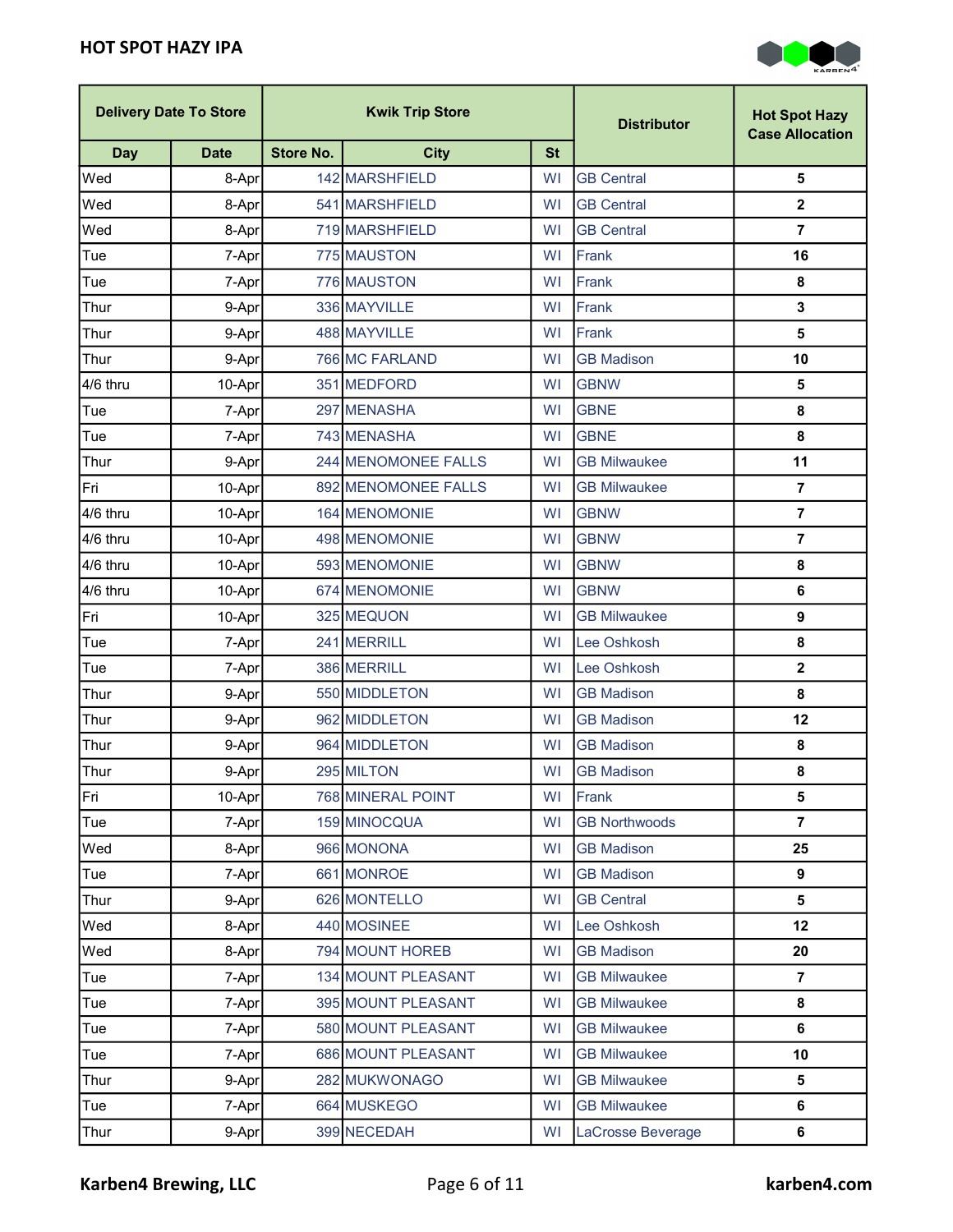# HOT SPOT HAZY IPA

| Delivery Date To Store | | Kwik Trip Store | | | Distributor | Hot Spot Hazy Case Allocation |
|---|---|---|---|---|---|---|
| Day | Date | Store No. | City | St | | |
| Wed | 8-Apr | 142 | MARSHFIELD | WI | GB Central | 5 |
| Wed | 8-Apr | 541 | MARSHFIELD | WI | GB Central | 2 |
| Wed | 8-Apr | 719 | MARSHFIELD | WI | GB Central | 7 |
| Tue | 7-Apr | 775 | MAUSTON | WI | Frank | 16 |
| Tue | 7-Apr | 776 | MAUSTON | WI | Frank | 8 |
| Thur | 9-Apr | 336 | MAYVILLE | WI | Frank | 3 |
| Thur | 9-Apr | 488 | MAYVILLE | WI | Frank | 5 |
| Thur | 9-Apr | 766 | MC FARLAND | WI | GB Madison | 10 |
| 4/6 thru | 10-Apr | 351 | MEDFORD | WI | GBNW | 5 |
| Tue | 7-Apr | 297 | MENASHA | WI | GBNE | 8 |
| Tue | 7-Apr | 743 | MENASHA | WI | GBNE | 8 |
| Thur | 9-Apr | 244 | MENOMONEE FALLS | WI | GB Milwaukee | 11 |
| Fri | 10-Apr | 892 | MENOMONEE FALLS | WI | GB Milwaukee | 7 |
| 4/6 thru | 10-Apr | 164 | MENOMONIE | WI | GBNW | 7 |
| 4/6 thru | 10-Apr | 498 | MENOMONIE | WI | GBNW | 7 |
| 4/6 thru | 10-Apr | 593 | MENOMONIE | WI | GBNW | 8 |
| 4/6 thru | 10-Apr | 674 | MENOMONIE | WI | GBNW | 6 |
| Fri | 10-Apr | 325 | MEQUON | WI | GB Milwaukee | 9 |
| Tue | 7-Apr | 241 | MERRILL | WI | Lee Oshkosh | 8 |
| Tue | 7-Apr | 386 | MERRILL | WI | Lee Oshkosh | 2 |
| Thur | 9-Apr | 550 | MIDDLETON | WI | GB Madison | 8 |
| Thur | 9-Apr | 962 | MIDDLETON | WI | GB Madison | 12 |
| Thur | 9-Apr | 964 | MIDDLETON | WI | GB Madison | 8 |
| Thur | 9-Apr | 295 | MILTON | WI | GB Madison | 8 |
| Fri | 10-Apr | 768 | MINERAL POINT | WI | Frank | 5 |
| Tue | 7-Apr | 159 | MINOCQUA | WI | GB Northwoods | 7 |
| Wed | 8-Apr | 966 | MONONA | WI | GB Madison | 25 |
| Tue | 7-Apr | 661 | MONROE | WI | GB Madison | 9 |
| Thur | 9-Apr | 626 | MONTELLO | WI | GB Central | 5 |
| Wed | 8-Apr | 440 | MOSINEE | WI | Lee Oshkosh | 12 |
| Wed | 8-Apr | 794 | MOUNT HOREB | WI | GB Madison | 20 |
| Tue | 7-Apr | 134 | MOUNT PLEASANT | WI | GB Milwaukee | 7 |
| Tue | 7-Apr | 395 | MOUNT PLEASANT | WI | GB Milwaukee | 8 |
| Tue | 7-Apr | 580 | MOUNT PLEASANT | WI | GB Milwaukee | 6 |
| Tue | 7-Apr | 686 | MOUNT PLEASANT | WI | GB Milwaukee | 10 |
| Thur | 9-Apr | 282 | MUKWONAGO | WI | GB Milwaukee | 5 |
| Tue | 7-Apr | 664 | MUSKEGO | WI | GB Milwaukee | 6 |
| Thur | 9-Apr | 399 | NECEDAH | WI | LaCrosse Beverage | 6 |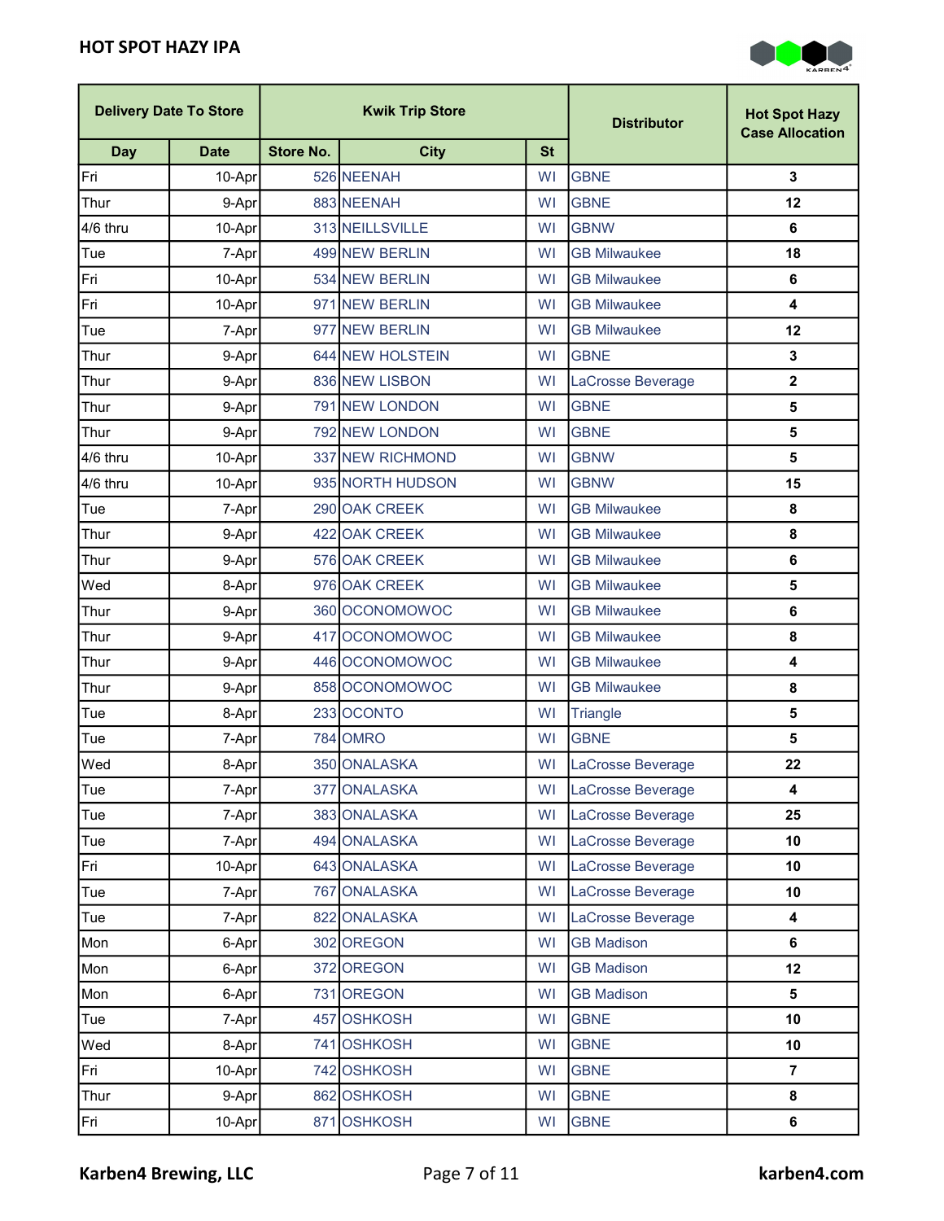# HOT SPOT HAZY IPA

| Delivery Date To Store | | Kwik Trip Store | | | Distributor | Hot Spot Hazy Case Allocation |
|---|---|---|---|---|---|---|
| Day | Date | Store No. | City | St | | |
| Fri | 10-Apr | 526 | NEENAH | WI | GBNE | 3 |
| Thur | 9-Apr | 883 | NEENAH | WI | GBNE | 12 |
| 4/6 thru | 10-Apr | 313 | NEILLSVILLE | WI | GBNW | 6 |
| Tue | 7-Apr | 499 | NEW BERLIN | WI | GB Milwaukee | 18 |
| Fri | 10-Apr | 534 | NEW BERLIN | WI | GB Milwaukee | 6 |
| Fri | 10-Apr | 971 | NEW BERLIN | WI | GB Milwaukee | 4 |
| Tue | 7-Apr | 977 | NEW BERLIN | WI | GB Milwaukee | 12 |
| Thur | 9-Apr | 644 | NEW HOLSTEIN | WI | GBNE | 3 |
| Thur | 9-Apr | 836 | NEW LISBON | WI | LaCrosse Beverage | 2 |
| Thur | 9-Apr | 791 | NEW LONDON | WI | GBNE | 5 |
| Thur | 9-Apr | 792 | NEW LONDON | WI | GBNE | 5 |
| 4/6 thru | 10-Apr | 337 | NEW RICHMOND | WI | GBNW | 5 |
| 4/6 thru | 10-Apr | 935 | NORTH HUDSON | WI | GBNW | 15 |
| Tue | 7-Apr | 290 | OAK CREEK | WI | GB Milwaukee | 8 |
| Thur | 9-Apr | 422 | OAK CREEK | WI | GB Milwaukee | 8 |
| Thur | 9-Apr | 576 | OAK CREEK | WI | GB Milwaukee | 6 |
| Wed | 8-Apr | 976 | OAK CREEK | WI | GB Milwaukee | 5 |
| Thur | 9-Apr | 360 | OCONOMOWOC | WI | GB Milwaukee | 6 |
| Thur | 9-Apr | 417 | OCONOMOWOC | WI | GB Milwaukee | 8 |
| Thur | 9-Apr | 446 | OCONOMOWOC | WI | GB Milwaukee | 4 |
| Thur | 9-Apr | 858 | OCONOMOWOC | WI | GB Milwaukee | 8 |
| Tue | 8-Apr | 233 | OCONTO | WI | Triangle | 5 |
| Tue | 7-Apr | 784 | OMRO | WI | GBNE | 5 |
| Wed | 8-Apr | 350 | ONALASKA | WI | LaCrosse Beverage | 22 |
| Tue | 7-Apr | 377 | ONALASKA | WI | LaCrosse Beverage | 4 |
| Tue | 7-Apr | 383 | ONALASKA | WI | LaCrosse Beverage | 25 |
| Tue | 7-Apr | 494 | ONALASKA | WI | LaCrosse Beverage | 10 |
| Fri | 10-Apr | 643 | ONALASKA | WI | LaCrosse Beverage | 10 |
| Tue | 7-Apr | 767 | ONALASKA | WI | LaCrosse Beverage | 10 |
| Tue | 7-Apr | 822 | ONALASKA | WI | LaCrosse Beverage | 4 |
| Mon | 6-Apr | 302 | OREGON | WI | GB Madison | 6 |
| Mon | 6-Apr | 372 | OREGON | WI | GB Madison | 12 |
| Mon | 6-Apr | 731 | OREGON | WI | GB Madison | 5 |
| Tue | 7-Apr | 457 | OSHKOSH | WI | GBNE | 10 |
| Wed | 8-Apr | 741 | OSHKOSH | WI | GBNE | 10 |
| Fri | 10-Apr | 742 | OSHKOSH | WI | GBNE | 7 |
| Thur | 9-Apr | 862 | OSHKOSH | WI | GBNE | 8 |
| Fri | 10-Apr | 871 | OSHKOSH | WI | GBNE | 6 |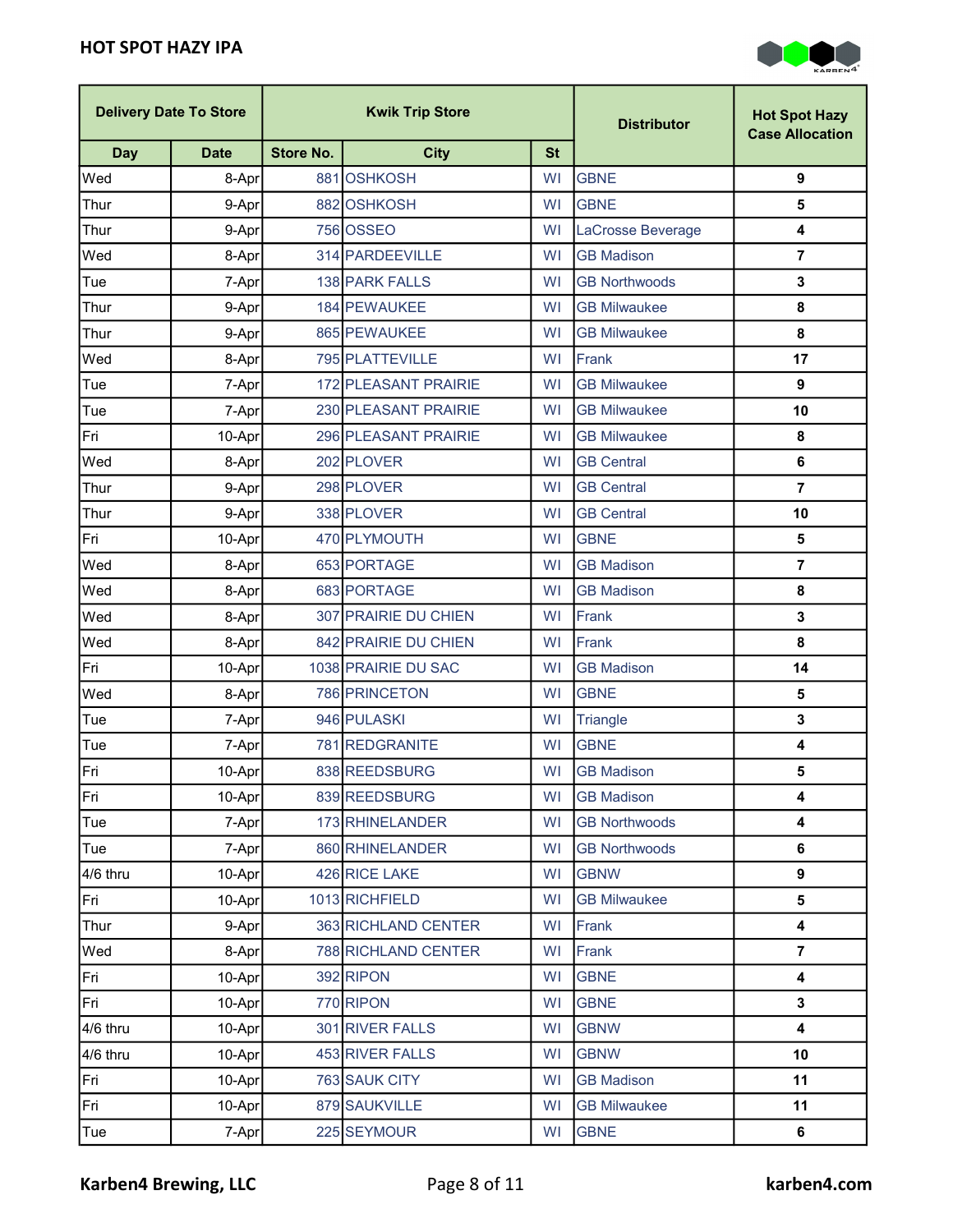# HOT SPOT HAZY IPA

| Delivery Date To Store | | Kwik Trip Store | | | Distributor | Hot Spot Hazy Case Allocation |
|---|---|---|---|---|---|---|
| Day | Date | Store No. | City | St | | |
| Wed | 8-Apr | 881 | OSHKOSH | WI | GBNE | 9 |
| Thur | 9-Apr | 882 | OSHKOSH | WI | GBNE | 5 |
| Thur | 9-Apr | 756 | OSSEO | WI | LaCrosse Beverage | 4 |
| Wed | 8-Apr | 314 | PARDEEVILLE | WI | GB Madison | 7 |
| Tue | 7-Apr | 138 | PARK FALLS | WI | GB Northwoods | 3 |
| Thur | 9-Apr | 184 | PEWAUKEE | WI | GB Milwaukee | 8 |
| Thur | 9-Apr | 865 | PEWAUKEE | WI | GB Milwaukee | 8 |
| Wed | 8-Apr | 795 | PLATTEVILLE | WI | Frank | 17 |
| Tue | 7-Apr | 172 | PLEASANT PRAIRIE | WI | GB Milwaukee | 9 |
| Tue | 7-Apr | 230 | PLEASANT PRAIRIE | WI | GB Milwaukee | 10 |
| Fri | 10-Apr | 296 | PLEASANT PRAIRIE | WI | GB Milwaukee | 8 |
| Wed | 8-Apr | 202 | PLOVER | WI | GB Central | 6 |
| Thur | 9-Apr | 298 | PLOVER | WI | GB Central | 7 |
| Thur | 9-Apr | 338 | PLOVER | WI | GB Central | 10 |
| Fri | 10-Apr | 470 | PLYMOUTH | WI | GBNE | 5 |
| Wed | 8-Apr | 653 | PORTAGE | WI | GB Madison | 7 |
| Wed | 8-Apr | 683 | PORTAGE | WI | GB Madison | 8 |
| Wed | 8-Apr | 307 | PRAIRIE DU CHIEN | WI | Frank | 3 |
| Wed | 8-Apr | 842 | PRAIRIE DU CHIEN | WI | Frank | 8 |
| Fri | 10-Apr | 1038 | PRAIRIE DU SAC | WI | GB Madison | 14 |
| Wed | 8-Apr | 786 | PRINCETON | WI | GBNE | 5 |
| Tue | 7-Apr | 946 | PULASKI | WI | Triangle | 3 |
| Tue | 7-Apr | 781 | REDGRANITE | WI | GBNE | 4 |
| Fri | 10-Apr | 838 | REEDSBURG | WI | GB Madison | 5 |
| Fri | 10-Apr | 839 | REEDSBURG | WI | GB Madison | 4 |
| Tue | 7-Apr | 173 | RHINELANDER | WI | GB Northwoods | 4 |
| Tue | 7-Apr | 860 | RHINELANDER | WI | GB Northwoods | 6 |
| 4/6 thru | 10-Apr | 426 | RICE LAKE | WI | GBNW | 9 |
| Fri | 10-Apr | 1013 | RICHFIELD | WI | GB Milwaukee | 5 |
| Thur | 9-Apr | 363 | RICHLAND CENTER | WI | Frank | 4 |
| Wed | 8-Apr | 788 | RICHLAND CENTER | WI | Frank | 7 |
| Fri | 10-Apr | 392 | RIPON | WI | GBNE | 4 |
| Fri | 10-Apr | 770 | RIPON | WI | GBNE | 3 |
| 4/6 thru | 10-Apr | 301 | RIVER FALLS | WI | GBNW | 4 |
| 4/6 thru | 10-Apr | 453 | RIVER FALLS | WI | GBNW | 10 |
| Fri | 10-Apr | 763 | SAUK CITY | WI | GB Madison | 11 |
| Fri | 10-Apr | 879 | SAUKVILLE | WI | GB Milwaukee | 11 |
| Tue | 7-Apr | 225 | SEYMOUR | WI | GBNE | 6 |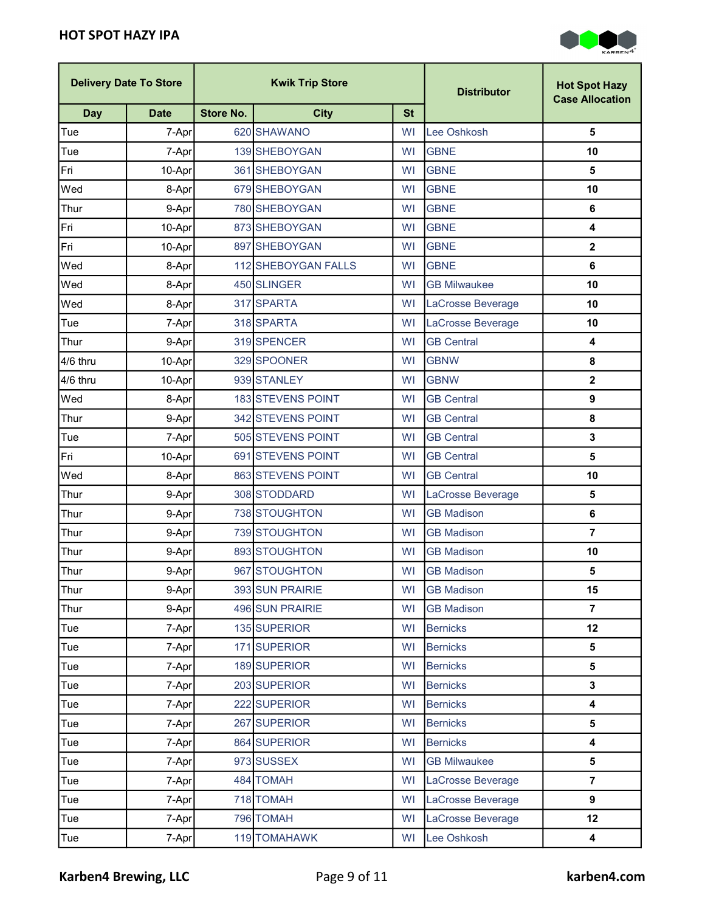## HOT SPOT HAZY IPA

| Delivery Date To Store | | Kwik Trip Store | | | Distributor | Hot Spot Hazy Case Allocation |
|---|---|---|---|---|---|---|
| Day | Date | Store No. | City | St | | |
| Tue | 7-Apr | 620 | SHAWANO | WI | Lee Oshkosh | 5 |
| Tue | 7-Apr | 139 | SHEBOYGAN | WI | GBNE | 10 |
| Fri | 10-Apr | 361 | SHEBOYGAN | WI | GBNE | 5 |
| Wed | 8-Apr | 679 | SHEBOYGAN | WI | GBNE | 10 |
| Thur | 9-Apr | 780 | SHEBOYGAN | WI | GBNE | 6 |
| Fri | 10-Apr | 873 | SHEBOYGAN | WI | GBNE | 4 |
| Fri | 10-Apr | 897 | SHEBOYGAN | WI | GBNE | 2 |
| Wed | 8-Apr | 112 | SHEBOYGAN FALLS | WI | GBNE | 6 |
| Wed | 8-Apr | 450 | SLINGER | WI | GB Milwaukee | 10 |
| Wed | 8-Apr | 317 | SPARTA | WI | LaCrosse Beverage | 10 |
| Tue | 7-Apr | 318 | SPARTA | WI | LaCrosse Beverage | 10 |
| Thur | 9-Apr | 319 | SPENCER | WI | GB Central | 4 |
| 4/6 thru | 10-Apr | 329 | SPOONER | WI | GBNW | 8 |
| 4/6 thru | 10-Apr | 939 | STANLEY | WI | GBNW | 2 |
| Wed | 8-Apr | 183 | STEVENS POINT | WI | GB Central | 9 |
| Thur | 9-Apr | 342 | STEVENS POINT | WI | GB Central | 8 |
| Tue | 7-Apr | 505 | STEVENS POINT | WI | GB Central | 3 |
| Fri | 10-Apr | 691 | STEVENS POINT | WI | GB Central | 5 |
| Wed | 8-Apr | 863 | STEVENS POINT | WI | GB Central | 10 |
| Thur | 9-Apr | 308 | STODDARD | WI | LaCrosse Beverage | 5 |
| Thur | 9-Apr | 738 | STOUGHTON | WI | GB Madison | 6 |
| Thur | 9-Apr | 739 | STOUGHTON | WI | GB Madison | 7 |
| Thur | 9-Apr | 893 | STOUGHTON | WI | GB Madison | 10 |
| Thur | 9-Apr | 967 | STOUGHTON | WI | GB Madison | 5 |
| Thur | 9-Apr | 393 | SUN PRAIRIE | WI | GB Madison | 15 |
| Thur | 9-Apr | 496 | SUN PRAIRIE | WI | GB Madison | 7 |
| Tue | 7-Apr | 135 | SUPERIOR | WI | Bernicks | 12 |
| Tue | 7-Apr | 171 | SUPERIOR | WI | Bernicks | 5 |
| Tue | 7-Apr | 189 | SUPERIOR | WI | Bernicks | 5 |
| Tue | 7-Apr | 203 | SUPERIOR | WI | Bernicks | 3 |
| Tue | 7-Apr | 222 | SUPERIOR | WI | Bernicks | 4 |
| Tue | 7-Apr | 267 | SUPERIOR | WI | Bernicks | 5 |
| Tue | 7-Apr | 864 | SUPERIOR | WI | Bernicks | 4 |
| Tue | 7-Apr | 973 | SUSSEX | WI | GB Milwaukee | 5 |
| Tue | 7-Apr | 484 | TOMAH | WI | LaCrosse Beverage | 7 |
| Tue | 7-Apr | 718 | TOMAH | WI | LaCrosse Beverage | 9 |
| Tue | 7-Apr | 796 | TOMAH | WI | LaCrosse Beverage | 12 |
| Tue | 7-Apr | 119 | TOMAHAWK | WI | Lee Oshkosh | 4 |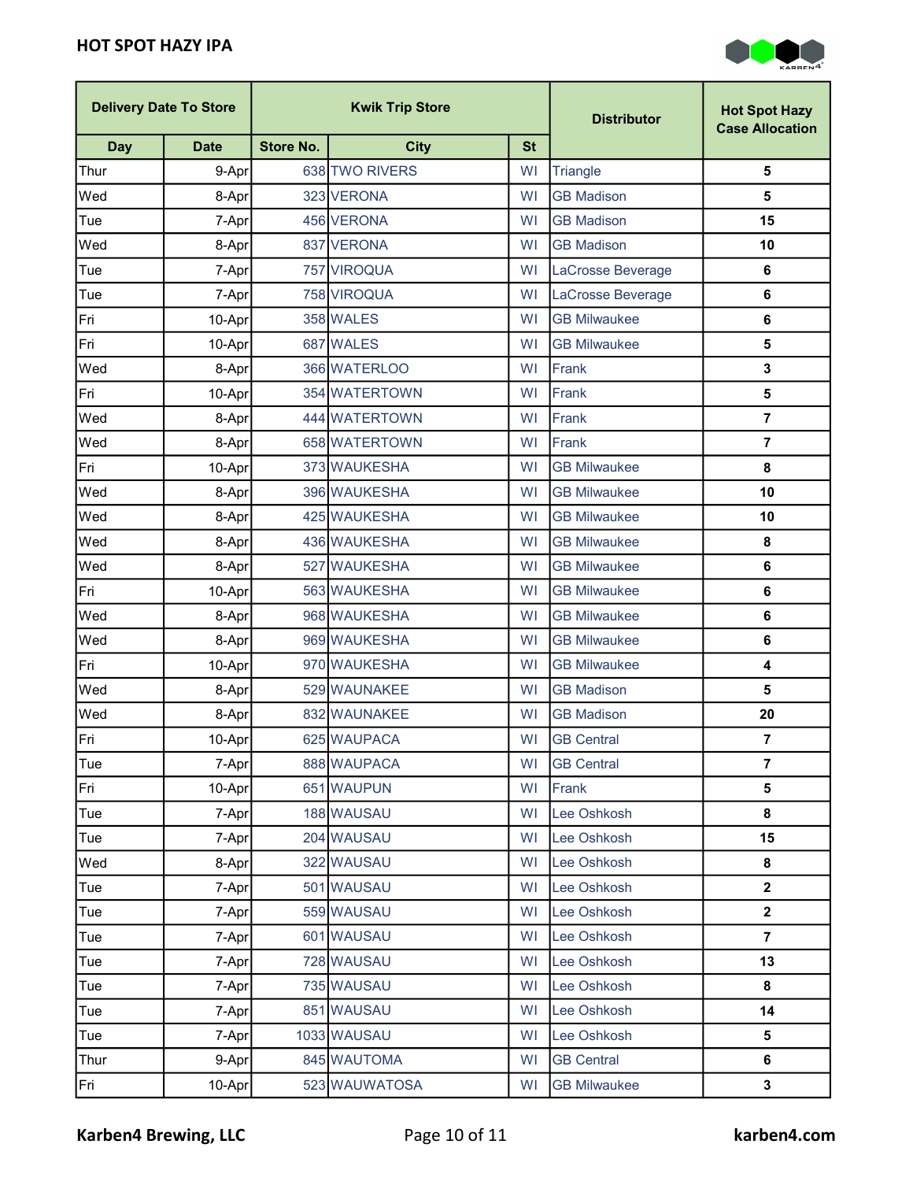## HOT SPOT HAZY IPA

| Delivery Date To Store | | Kwik Trip Store | | | Distributor | Hot Spot Hazy Case Allocation |
|---|---|---|---|---|---|---|
| Day | Date | Store No. | City | St | | |
| Thur | 9-Apr | 638 | TWO RIVERS | WI | Triangle | 5 |
| Wed | 8-Apr | 323 | VERONA | WI | GB Madison | 5 |
| Tue | 7-Apr | 456 | VERONA | WI | GB Madison | 15 |
| Wed | 8-Apr | 837 | VERONA | WI | GB Madison | 10 |
| Tue | 7-Apr | 757 | VIROQUA | WI | LaCrosse Beverage | 6 |
| Tue | 7-Apr | 758 | VIROQUA | WI | LaCrosse Beverage | 6 |
| Fri | 10-Apr | 358 | WALES | WI | GB Milwaukee | 6 |
| Fri | 10-Apr | 687 | WALES | WI | GB Milwaukee | 5 |
| Wed | 8-Apr | 366 | WATERLOO | WI | Frank | 3 |
| Fri | 10-Apr | 354 | WATERTOWN | WI | Frank | 5 |
| Wed | 8-Apr | 444 | WATERTOWN | WI | Frank | 7 |
| Wed | 8-Apr | 658 | WATERTOWN | WI | Frank | 7 |
| Fri | 10-Apr | 373 | WAUKESHA | WI | GB Milwaukee | 8 |
| Wed | 8-Apr | 396 | WAUKESHA | WI | GB Milwaukee | 10 |
| Wed | 8-Apr | 425 | WAUKESHA | WI | GB Milwaukee | 10 |
| Wed | 8-Apr | 436 | WAUKESHA | WI | GB Milwaukee | 8 |
| Wed | 8-Apr | 527 | WAUKESHA | WI | GB Milwaukee | 6 |
| Fri | 10-Apr | 563 | WAUKESHA | WI | GB Milwaukee | 6 |
| Wed | 8-Apr | 968 | WAUKESHA | WI | GB Milwaukee | 6 |
| Wed | 8-Apr | 969 | WAUKESHA | WI | GB Milwaukee | 6 |
| Fri | 10-Apr | 970 | WAUKESHA | WI | GB Milwaukee | 4 |
| Wed | 8-Apr | 529 | WAUNAKEE | WI | GB Madison | 5 |
| Wed | 8-Apr | 832 | WAUNAKEE | WI | GB Madison | 20 |
| Fri | 10-Apr | 625 | WAUPACA | WI | GB Central | 7 |
| Tue | 7-Apr | 888 | WAUPACA | WI | GB Central | 7 |
| Fri | 10-Apr | 651 | WAUPUN | WI | Frank | 5 |
| Tue | 7-Apr | 188 | WAUSAU | WI | Lee Oshkosh | 8 |
| Tue | 7-Apr | 204 | WAUSAU | WI | Lee Oshkosh | 15 |
| Wed | 8-Apr | 322 | WAUSAU | WI | Lee Oshkosh | 8 |
| Tue | 7-Apr | 501 | WAUSAU | WI | Lee Oshkosh | 2 |
| Tue | 7-Apr | 559 | WAUSAU | WI | Lee Oshkosh | 2 |
| Tue | 7-Apr | 601 | WAUSAU | WI | Lee Oshkosh | 7 |
| Tue | 7-Apr | 728 | WAUSAU | WI | Lee Oshkosh | 13 |
| Tue | 7-Apr | 735 | WAUSAU | WI | Lee Oshkosh | 8 |
| Tue | 7-Apr | 851 | WAUSAU | WI | Lee Oshkosh | 14 |
| Tue | 7-Apr | 1033 | WAUSAU | WI | Lee Oshkosh | 5 |
| Thur | 9-Apr | 845 | WAUTOMA | WI | GB Central | 6 |
| Fri | 10-Apr | 523 | WAUWATOSA | WI | GB Milwaukee | 3 |

**Karben4 Brewing, LLC** **karben4.com**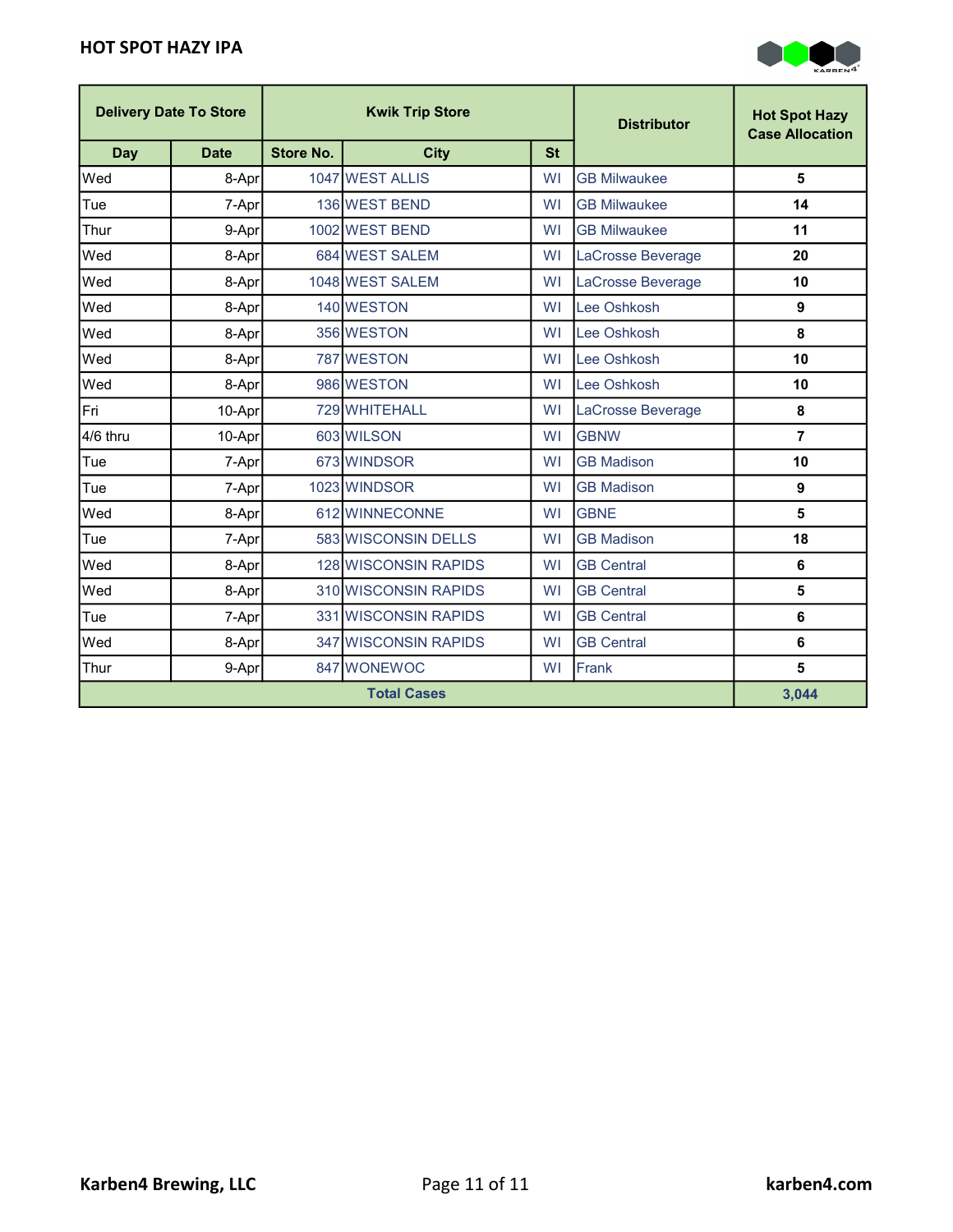## HOT SPOT HAZY IPA

| Delivery Date To Store | | Kwik Trip Store | | | Distributor | Hot Spot Hazy Case Allocation |
|---|---|---|---|---|---|---|
| Day | Date | Store No. | City | St | | |
| Wed | 8-Apr | 1047 | WEST ALLIS | WI | GB Milwaukee | 5 |
| Tue | 7-Apr | 136 | WEST BEND | WI | GB Milwaukee | 14 |
| Thur | 9-Apr | 1002 | WEST BEND | WI | GB Milwaukee | 11 |
| Wed | 8-Apr | 684 | WEST SALEM | WI | LaCrosse Beverage | 20 |
| Wed | 8-Apr | 1048 | WEST SALEM | WI | LaCrosse Beverage | 10 |
| Wed | 8-Apr | 140 | WESTON | WI | Lee Oshkosh | 9 |
| Wed | 8-Apr | 356 | WESTON | WI | Lee Oshkosh | 8 |
| Wed | 8-Apr | 787 | WESTON | WI | Lee Oshkosh | 10 |
| Wed | 8-Apr | 986 | WESTON | WI | Lee Oshkosh | 10 |
| Fri | 10-Apr | 729 | WHITEHALL | WI | LaCrosse Beverage | 8 |
| 4/6 thru | 10-Apr | 603 | WILSON | WI | GBNW | 7 |
| Tue | 7-Apr | 673 | WINDSOR | WI | GB Madison | 10 |
| Tue | 7-Apr | 1023 | WINDSOR | WI | GB Madison | 9 |
| Wed | 8-Apr | 612 | WINNECONNE | WI | GBNE | 5 |
| Tue | 7-Apr | 583 | WISCONSIN DELLS | WI | GB Madison | 18 |
| Wed | 8-Apr | 128 | WISCONSIN RAPIDS | WI | GB Central | 6 |
| Wed | 8-Apr | 310 | WISCONSIN RAPIDS | WI | GB Central | 5 |
| Tue | 7-Apr | 331 | WISCONSIN RAPIDS | WI | GB Central | 6 |
| Wed | 8-Apr | 347 | WISCONSIN RAPIDS | WI | GB Central | 6 |
| Thur | 9-Apr | 847 | WONEWOC | WI | Frank | 5 |
| Total Cases | | | | | | 3,044 |

Karben4 Brewing, LLC

karben4.com